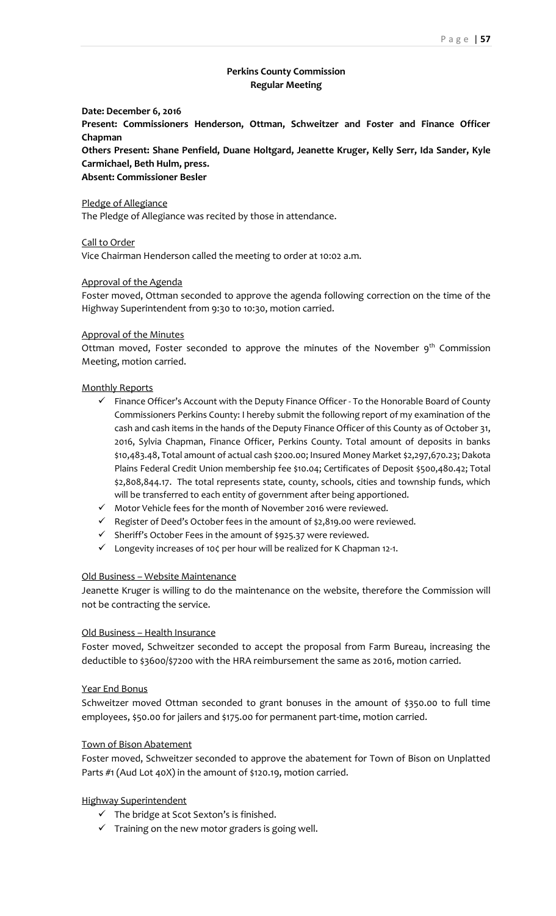**Perkins County Commission**
**Regular Meeting**

**Date: December 6, 2016**
**Present: Commissioners Henderson, Ottman, Schweitzer and Foster and Finance Officer Chapman**
**Others Present: Shane Penfield, Duane Holtgard, Jeanette Kruger, Kelly Serr, Ida Sander, Kyle Carmichael, Beth Hulm, press.**
**Absent: Commissioner Besler**

Pledge of Allegiance
The Pledge of Allegiance was recited by those in attendance.

Call to Order
Vice Chairman Henderson called the meeting to order at 10:02 a.m.

Approval of the Agenda
Foster moved, Ottman seconded to approve the agenda following correction on the time of the Highway Superintendent from 9:30 to 10:30, motion carried.

Approval of the Minutes
Ottman moved, Foster seconded to approve the minutes of the November 9th Commission Meeting, motion carried.

Monthly Reports

- ✓ Finance Officer's Account with the Deputy Finance Officer - To the Honorable Board of County Commissioners Perkins County: I hereby submit the following report of my examination of the cash and cash items in the hands of the Deputy Finance Officer of this County as of October 31, 2016, Sylvia Chapman, Finance Officer, Perkins County. Total amount of deposits in banks $10,483.48, Total amount of actual cash $200.00; Insured Money Market $2,297,670.23; Dakota Plains Federal Credit Union membership fee $10.04; Certificates of Deposit $500,480.42; Total $2,808,844.17. The total represents state, county, schools, cities and township funds, which will be transferred to each entity of government after being apportioned.
- ✓ Motor Vehicle fees for the month of November 2016 were reviewed.
- ✓ Register of Deed's October fees in the amount of $2,819.00 were reviewed.
- ✓ Sheriff's October Fees in the amount of $925.37 were reviewed.
- ✓ Longevity increases of 10¢ per hour will be realized for K Chapman 12-1.

Old Business – Website Maintenance
Jeanette Kruger is willing to do the maintenance on the website, therefore the Commission will not be contracting the service.

Old Business – Health Insurance
Foster moved, Schweitzer seconded to accept the proposal from Farm Bureau, increasing the deductible to $3600/$7200 with the HRA reimbursement the same as 2016, motion carried.

Year End Bonus
Schweitzer moved Ottman seconded to grant bonuses in the amount of $350.00 to full time employees, $50.00 for jailers and $175.00 for permanent part-time, motion carried.

Town of Bison Abatement
Foster moved, Schweitzer seconded to approve the abatement for Town of Bison on Unplatted Parts #1 (Aud Lot 40X) in the amount of $120.19, motion carried.

Highway Superintendent

- ✓ The bridge at Scot Sexton's is finished.
- ✓ Training on the new motor graders is going well.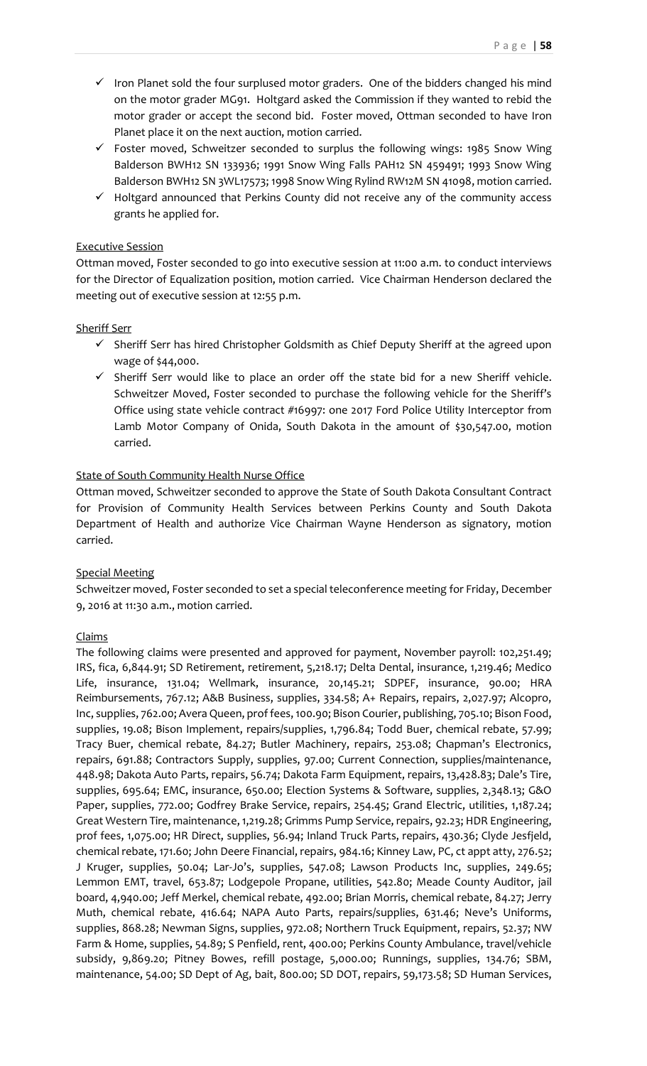- ✓ Iron Planet sold the four surplused motor graders. One of the bidders changed his mind on the motor grader MG91. Holtgard asked the Commission if they wanted to rebid the motor grader or accept the second bid. Foster moved, Ottman seconded to have Iron Planet place it on the next auction, motion carried.
- ✓ Foster moved, Schweitzer seconded to surplus the following wings: 1985 Snow Wing Balderson BWH12 SN 133936; 1991 Snow Wing Falls PAH12 SN 459491; 1993 Snow Wing Balderson BWH12 SN 3WL17573; 1998 Snow Wing Rylind RW12M SN 41098, motion carried.
- ✓ Holtgard announced that Perkins County did not receive any of the community access grants he applied for.

Executive Session

Ottman moved, Foster seconded to go into executive session at 11:00 a.m. to conduct interviews for the Director of Equalization position, motion carried. Vice Chairman Henderson declared the meeting out of executive session at 12:55 p.m.

Sheriff Serr

- ✓ Sheriff Serr has hired Christopher Goldsmith as Chief Deputy Sheriff at the agreed upon wage of $44,000.
- ✓ Sheriff Serr would like to place an order off the state bid for a new Sheriff vehicle. Schweitzer Moved, Foster seconded to purchase the following vehicle for the Sheriff's Office using state vehicle contract #16997: one 2017 Ford Police Utility Interceptor from Lamb Motor Company of Onida, South Dakota in the amount of $30,547.00, motion carried.

State of South Community Health Nurse Office

Ottman moved, Schweitzer seconded to approve the State of South Dakota Consultant Contract for Provision of Community Health Services between Perkins County and South Dakota Department of Health and authorize Vice Chairman Wayne Henderson as signatory, motion carried.

Special Meeting

Schweitzer moved, Foster seconded to set a special teleconference meeting for Friday, December 9, 2016 at 11:30 a.m., motion carried.

Claims

The following claims were presented and approved for payment, November payroll: 102,251.49; IRS, fica, 6,844.91; SD Retirement, retirement, 5,218.17; Delta Dental, insurance, 1,219.46; Medico Life, insurance, 131.04; Wellmark, insurance, 20,145.21; SDPEF, insurance, 90.00; HRA Reimbursements, 767.12; A&B Business, supplies, 334.58; A+ Repairs, repairs, 2,027.97; Alcopro, Inc, supplies, 762.00; Avera Queen, prof fees, 100.90; Bison Courier, publishing, 705.10; Bison Food, supplies, 19.08; Bison Implement, repairs/supplies, 1,796.84; Todd Buer, chemical rebate, 57.99; Tracy Buer, chemical rebate, 84.27; Butler Machinery, repairs, 253.08; Chapman's Electronics, repairs, 691.88; Contractors Supply, supplies, 97.00; Current Connection, supplies/maintenance, 448.98; Dakota Auto Parts, repairs, 56.74; Dakota Farm Equipment, repairs, 13,428.83; Dale's Tire, supplies, 695.64; EMC, insurance, 650.00; Election Systems & Software, supplies, 2,348.13; G&O Paper, supplies, 772.00; Godfrey Brake Service, repairs, 254.45; Grand Electric, utilities, 1,187.24; Great Western Tire, maintenance, 1,219.28; Grimms Pump Service, repairs, 92.23; HDR Engineering, prof fees, 1,075.00; HR Direct, supplies, 56.94; Inland Truck Parts, repairs, 430.36; Clyde Jesfjeld, chemical rebate, 171.60; John Deere Financial, repairs, 984.16; Kinney Law, PC, ct appt atty, 276.52; J Kruger, supplies, 50.04; Lar-Jo's, supplies, 547.08; Lawson Products Inc, supplies, 249.65; Lemmon EMT, travel, 653.87; Lodgepole Propane, utilities, 542.80; Meade County Auditor, jail board, 4,940.00; Jeff Merkel, chemical rebate, 492.00; Brian Morris, chemical rebate, 84.27; Jerry Muth, chemical rebate, 416.64; NAPA Auto Parts, repairs/supplies, 631.46; Neve's Uniforms, supplies, 868.28; Newman Signs, supplies, 972.08; Northern Truck Equipment, repairs, 52.37; NW Farm & Home, supplies, 54.89; S Penfield, rent, 400.00; Perkins County Ambulance, travel/vehicle subsidy, 9,869.20; Pitney Bowes, refill postage, 5,000.00; Runnings, supplies, 134.76; SBM, maintenance, 54.00; SD Dept of Ag, bait, 800.00; SD DOT, repairs, 59,173.58; SD Human Services,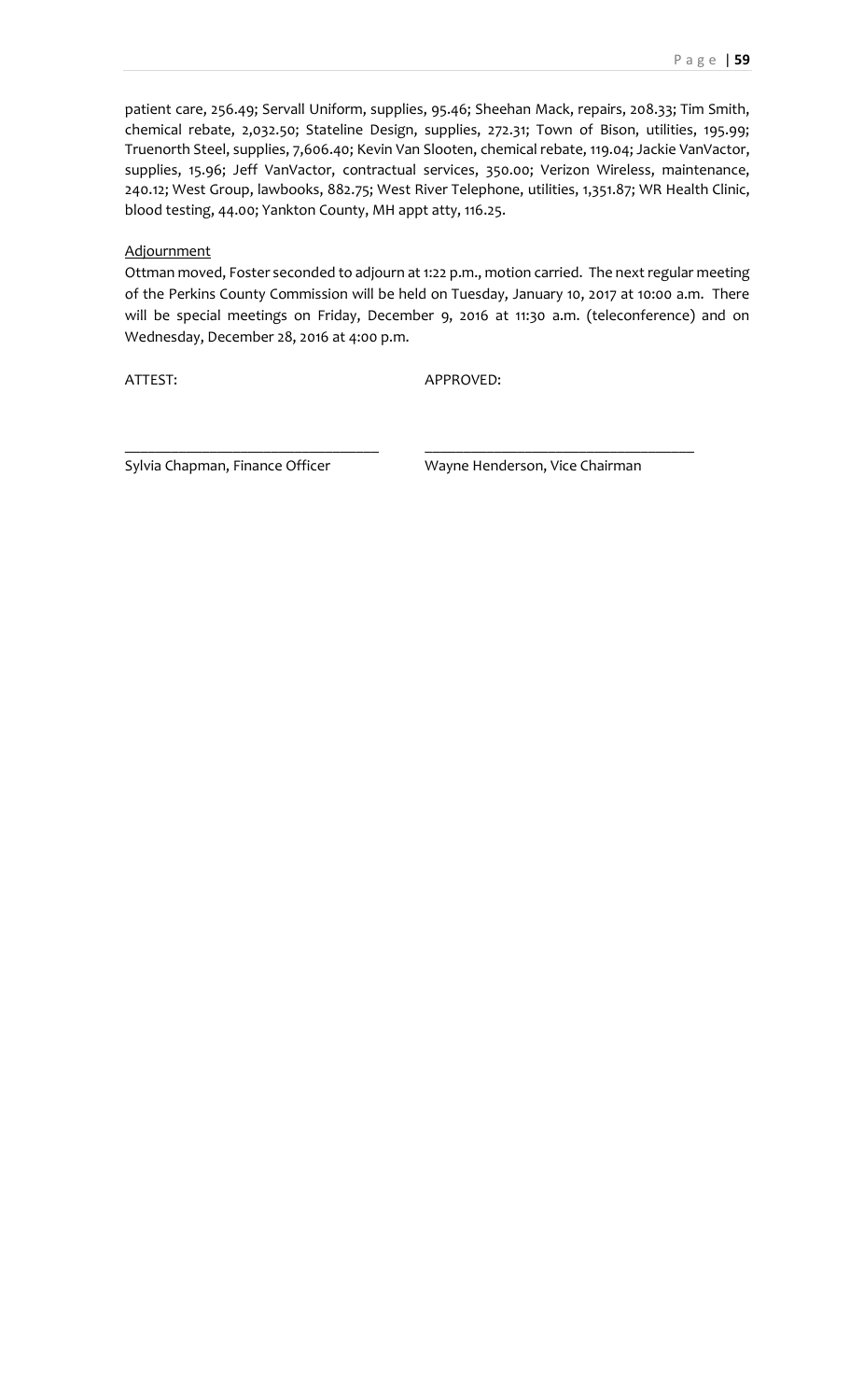patient care, 256.49; Servall Uniform, supplies, 95.46; Sheehan Mack, repairs, 208.33; Tim Smith, chemical rebate, 2,032.50; Stateline Design, supplies, 272.31; Town of Bison, utilities, 195.99; Truenorth Steel, supplies, 7,606.40; Kevin Van Slooten, chemical rebate, 119.04; Jackie VanVactor, supplies, 15.96; Jeff VanVactor, contractual services, 350.00; Verizon Wireless, maintenance, 240.12; West Group, lawbooks, 882.75; West River Telephone, utilities, 1,351.87; WR Health Clinic, blood testing, 44.00; Yankton County, MH appt atty, 116.25.

Adjournment

Ottman moved, Foster seconded to adjourn at 1:22 p.m., motion carried. The next regular meeting of the Perkins County Commission will be held on Tuesday, January 10, 2017 at 10:00 a.m. There will be special meetings on Friday, December 9, 2016 at 11:30 a.m. (teleconference) and on Wednesday, December 28, 2016 at 4:00 p.m.

ATTEST: APPROVED:

\_\_\_\_\_\_\_\_\_\_\_\_\_\_\_\_\_\_\_\_\_\_\_\_\_\_\_\_\_\_\_\_\_\_ \_\_\_\_\_\_\_\_\_\_\_\_\_\_\_\_\_\_\_\_\_\_\_\_\_\_\_\_\_\_\_\_\_\_\_\_\_

Sylvia Chapman, Finance Officer Wayne Henderson, Vice Chairman